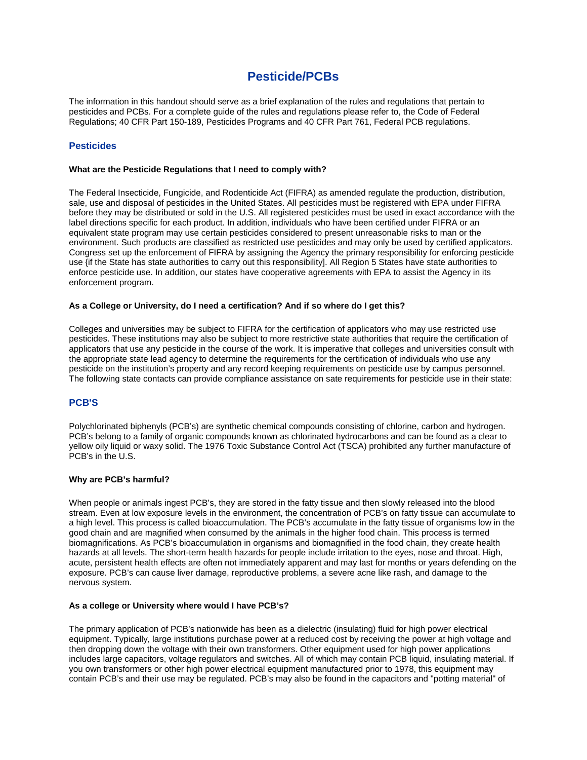# Pesticide/PCBs

The information in this handout should serve as a brief explanation of the rules and regulations that pertain to pesticides and PCBs. For a complete guide of the rules and regulations please refer to, the Code of Federal Regulations; 40 CFR Part 150-189, Pesticides Programs and 40 CFR Part 761, Federal PCB regulations.

## Pesticides

**What are the Pesticide Regulations that I need to comply with?**

The Federal Insecticide, Fungicide, and Rodenticide Act (FIFRA) as amended regulate the production, distribution, sale, use and disposal of pesticides in the United States. All pesticides must be registered with EPA under FIFRA before they may be distributed or sold in the U.S. All registered pesticides must be used in exact accordance with the label directions specific for each product. In addition, individuals who have been certified under FIFRA or an equivalent state program may use certain pesticides considered to present unreasonable risks to man or the environment. Such products are classified as restricted use pesticides and may only be used by certified applicators. Congress set up the enforcement of FIFRA by assigning the Agency the primary responsibility for enforcing pesticide use {if the State has state authorities to carry out this responsibility]. All Region 5 States have state authorities to enforce pesticide use. In addition, our states have cooperative agreements with EPA to assist the Agency in its enforcement program.

**As a College or University, do I need a certification? And if so where do I get this?**

Colleges and universities may be subject to FIFRA for the certification of applicators who may use restricted use pesticides. These institutions may also be subject to more restrictive state authorities that require the certification of applicators that use any pesticide in the course of the work. It is imperative that colleges and universities consult with the appropriate state lead agency to determine the requirements for the certification of individuals who use any pesticide on the institution's property and any record keeping requirements on pesticide use by campus personnel. The following state contacts can provide compliance assistance on sate requirements for pesticide use in their state:

## PCB'S

Polychlorinated biphenyls (PCB's) are synthetic chemical compounds consisting of chlorine, carbon and hydrogen. PCB's belong to a family of organic compounds known as chlorinated hydrocarbons and can be found as a clear to yellow oily liquid or waxy solid. The 1976 Toxic Substance Control Act (TSCA) prohibited any further manufacture of PCB's in the U.S.

**Why are PCB's harmful?**

When people or animals ingest PCB's, they are stored in the fatty tissue and then slowly released into the blood stream. Even at low exposure levels in the environment, the concentration of PCB's on fatty tissue can accumulate to a high level. This process is called bioaccumulation. The PCB's accumulate in the fatty tissue of organisms low in the good chain and are magnified when consumed by the animals in the higher food chain. This process is termed biomagnifications. As PCB's bioaccumulation in organisms and biomagnified in the food chain, they create health hazards at all levels. The short-term health hazards for people include irritation to the eyes, nose and throat. High, acute, persistent health effects are often not immediately apparent and may last for months or years defending on the exposure. PCB's can cause liver damage, reproductive problems, a severe acne like rash, and damage to the nervous system.

**As a college or University where would I have PCB's?**

The primary application of PCB's nationwide has been as a dielectric (insulating) fluid for high power electrical equipment. Typically, large institutions purchase power at a reduced cost by receiving the power at high voltage and then dropping down the voltage with their own transformers. Other equipment used for high power applications includes large capacitors, voltage regulators and switches. All of which may contain PCB liquid, insulating material. If you own transformers or other high power electrical equipment manufactured prior to 1978, this equipment may contain PCB's and their use may be regulated. PCB's may also be found in the capacitors and "potting material" of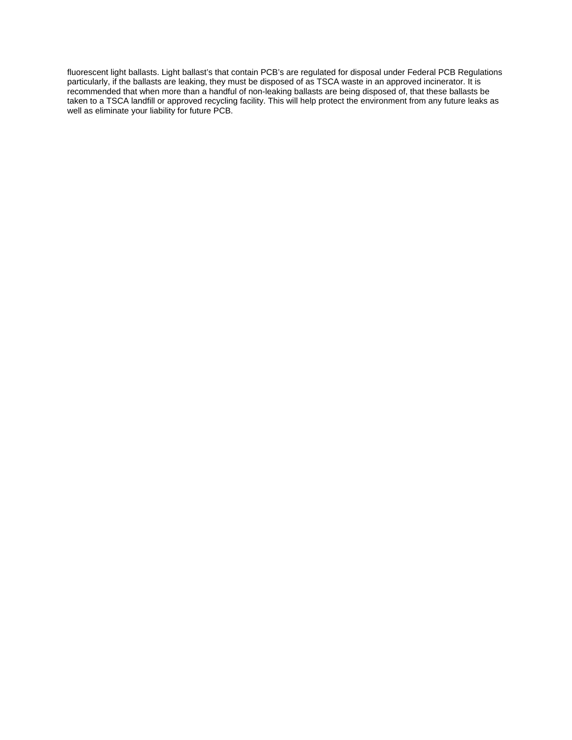fluorescent light ballasts. Light ballast's that contain PCB's are regulated for disposal under Federal PCB Regulations particularly, if the ballasts are leaking, they must be disposed of as TSCA waste in an approved incinerator. It is recommended that when more than a handful of non-leaking ballasts are being disposed of, that these ballasts be taken to a TSCA landfill or approved recycling facility. This will help protect the environment from any future leaks as well as eliminate your liability for future PCB.